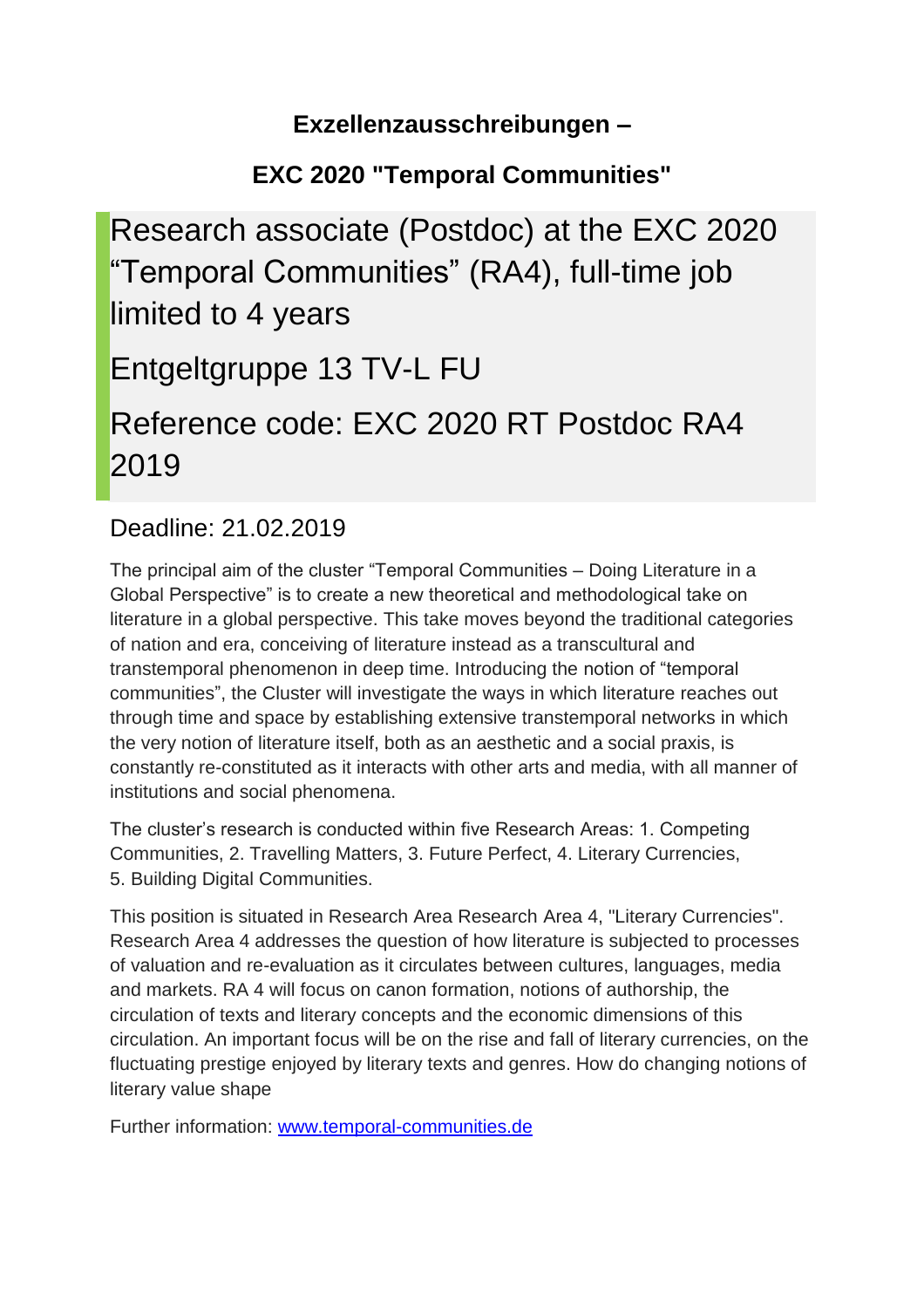## Exzellenzausschreibungen –

## EXC 2020 "Temporal Communities"

# Research associate (Postdoc) at the EXC 2020 “Temporal Communities” (RA4), full-time job limited to 4 years

# Entgeltgruppe 13 TV-L FU

# Reference code: EXC 2020 RT Postdoc RA4 2019

### Deadline: 21.02.2019

The principal aim of the cluster “Temporal Communities – Doing Literature in a Global Perspective” is to create a new theoretical and methodological take on literature in a global perspective. This take moves beyond the traditional categories of nation and era, conceiving of literature instead as a transcultural and transtemporal phenomenon in deep time. Introducing the notion of “temporal communities”, the Cluster will investigate the ways in which literature reaches out through time and space by establishing extensive transtemporal networks in which the very notion of literature itself, both as an aesthetic and a social praxis, is constantly re-constituted as it interacts with other arts and media, with all manner of institutions and social phenomena.

The cluster’s research is conducted within five Research Areas: 1. Competing Communities, 2. Travelling Matters, 3. Future Perfect, 4. Literary Currencies, 5. Building Digital Communities.

This position is situated in Research Area Research Area 4, "Literary Currencies". Research Area 4 addresses the question of how literature is subjected to processes of valuation and re-evaluation as it circulates between cultures, languages, media and markets. RA 4 will focus on canon formation, notions of authorship, the circulation of texts and literary concepts and the economic dimensions of this circulation. An important focus will be on the rise and fall of literary currencies, on the fluctuating prestige enjoyed by literary texts and genres. How do changing notions of literary value shape

Further information: [www.temporal-communities.de](http://www.temporal-communities.de)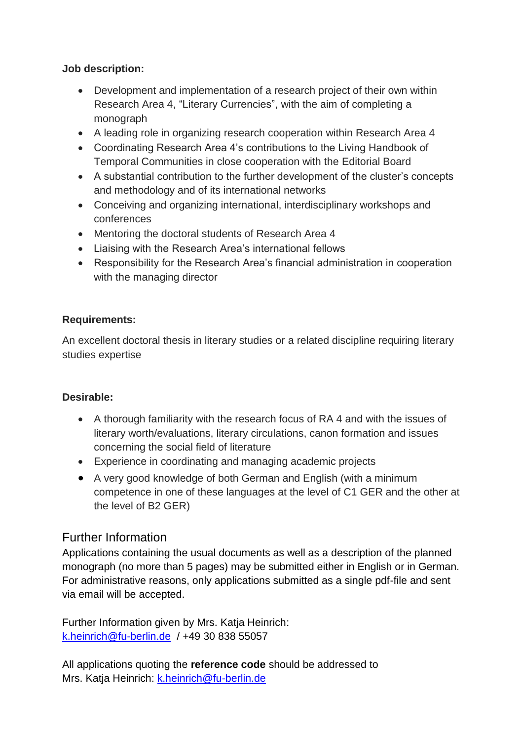**Job description:**

- Development and implementation of a research project of their own within Research Area 4, "Literary Currencies", with the aim of completing a monograph
- A leading role in organizing research cooperation within Research Area 4
- Coordinating Research Area 4's contributions to the Living Handbook of Temporal Communities in close cooperation with the Editorial Board
- A substantial contribution to the further development of the cluster's concepts and methodology and of its international networks
- Conceiving and organizing international, interdisciplinary workshops and conferences
- Mentoring the doctoral students of Research Area 4
- Liaising with the Research Area's international fellows
- Responsibility for the Research Area's financial administration in cooperation with the managing director

**Requirements:**

An excellent doctoral thesis in literary studies or a related discipline requiring literary studies expertise

**Desirable:**

- A thorough familiarity with the research focus of RA 4 and with the issues of literary worth/evaluations, literary circulations, canon formation and issues concerning the social field of literature
- Experience in coordinating and managing academic projects
- A very good knowledge of both German and English (with a minimum competence in one of these languages at the level of C1 GER and the other at the level of B2 GER)

## Further Information

Applications containing the usual documents as well as a description of the planned monograph (no more than 5 pages) may be submitted either in English or in German. For administrative reasons, only applications submitted as a single pdf-file and sent via email will be accepted.

Further Information given by Mrs. Katja Heinrich:
k.heinrich@fu-berlin.de / +49 30 838 55057

All applications quoting the **reference code** should be addressed to
Mrs. Katja Heinrich: k.heinrich@fu-berlin.de